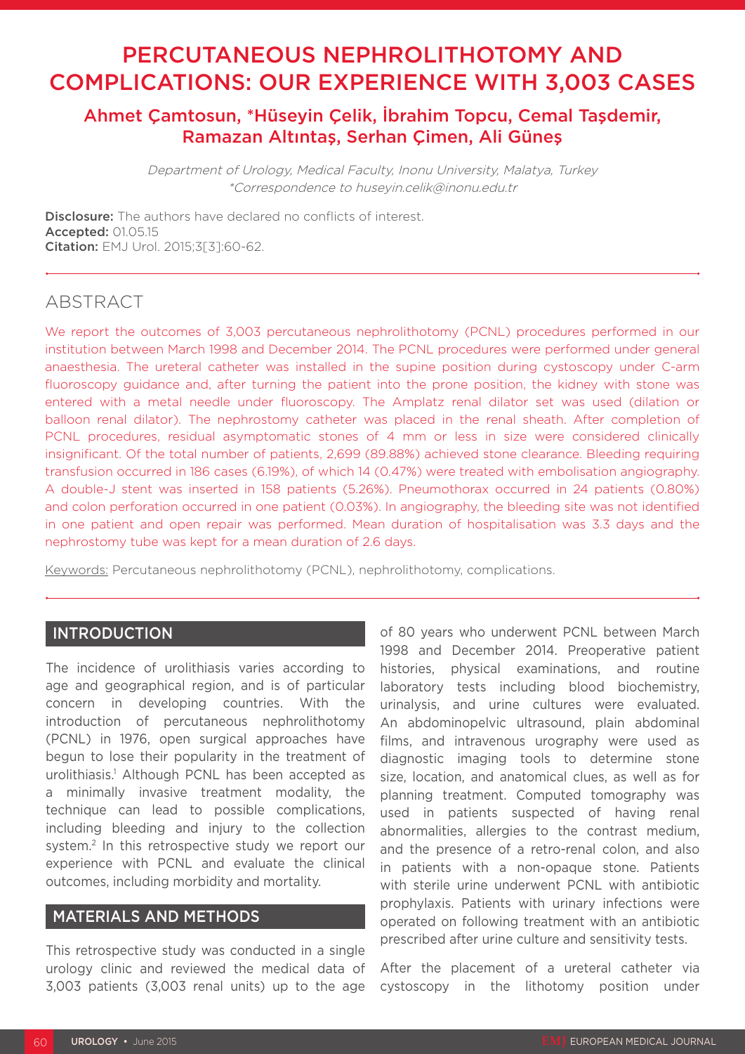# PERCUTANEOUS NEPHROLITHOTOMY AND COMPLICATIONS: OUR EXPERIENCE WITH 3,003 CASES

## Ahmet Çamtosun, *Hüseyin Çelik, İbrahim Topcu, Cemal Taşdemir, Ramazan Altıntaş, Serhan Çimen, Ali Güneş

*Department of Urology, Medical Faculty, Inonu University, Malatya, Turkey*
*\*Correspondence to huseyin.celik@inonu.edu.tr*

**Disclosure:** The authors have declared no conflicts of interest.
**Accepted:** 01.05.15
**Citation:** EMJ Urol. 2015;3[3]:60-62.

## ABSTRACT

We report the outcomes of 3,003 percutaneous nephrolithotomy (PCNL) procedures performed in our institution between March 1998 and December 2014. The PCNL procedures were performed under general anaesthesia. The ureteral catheter was installed in the supine position during cystoscopy under C-arm fluoroscopy guidance and, after turning the patient into the prone position, the kidney with stone was entered with a metal needle under fluoroscopy. The Amplatz renal dilator set was used (dilation or balloon renal dilator). The nephrostomy catheter was placed in the renal sheath. After completion of PCNL procedures, residual asymptomatic stones of 4 mm or less in size were considered clinically insignificant. Of the total number of patients, 2,699 (89.88%) achieved stone clearance. Bleeding requiring transfusion occurred in 186 cases (6.19%), of which 14 (0.47%) were treated with embolisation angiography. A double-J stent was inserted in 158 patients (5.26%). Pneumothorax occurred in 24 patients (0.80%) and colon perforation occurred in one patient (0.03%). In angiography, the bleeding site was not identified in one patient and open repair was performed. Mean duration of hospitalisation was 3.3 days and the nephrostomy tube was kept for a mean duration of 2.6 days.

Keywords: Percutaneous nephrolithotomy (PCNL), nephrolithotomy, complications.

## INTRODUCTION

The incidence of urolithiasis varies according to age and geographical region, and is of particular concern in developing countries. With the introduction of percutaneous nephrolithotomy (PCNL) in 1976, open surgical approaches have begun to lose their popularity in the treatment of urolithiasis.[1] Although PCNL has been accepted as a minimally invasive treatment modality, the technique can lead to possible complications, including bleeding and injury to the collection system.[2] In this retrospective study we report our experience with PCNL and evaluate the clinical outcomes, including morbidity and mortality.

## MATERIALS AND METHODS

This retrospective study was conducted in a single urology clinic and reviewed the medical data of 3,003 patients (3,003 renal units) up to the age of 80 years who underwent PCNL between March 1998 and December 2014. Preoperative patient histories, physical examinations, and routine laboratory tests including blood biochemistry, urinalysis, and urine cultures were evaluated. An abdominopelvic ultrasound, plain abdominal films, and intravenous urography were used as diagnostic imaging tools to determine stone size, location, and anatomical clues, as well as for planning treatment. Computed tomography was used in patients suspected of having renal abnormalities, allergies to the contrast medium, and the presence of a retro-renal colon, and also in patients with a non-opaque stone. Patients with sterile urine underwent PCNL with antibiotic prophylaxis. Patients with urinary infections were operated on following treatment with an antibiotic prescribed after urine culture and sensitivity tests.

After the placement of a ureteral catheter via cystoscopy in the lithotomy position under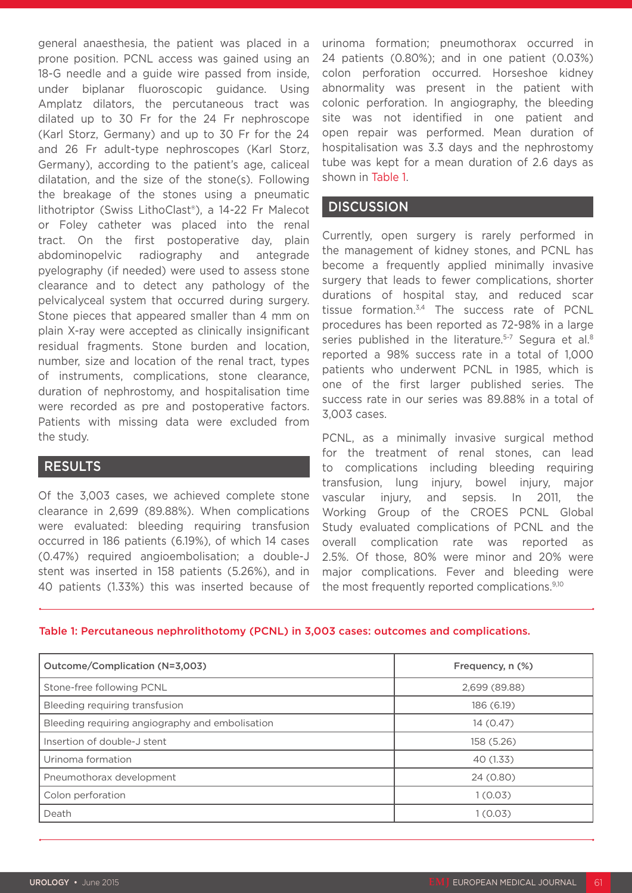general anaesthesia, the patient was placed in a prone position. PCNL access was gained using an 18-G needle and a guide wire passed from inside, under biplanar fluoroscopic guidance. Using Amplatz dilators, the percutaneous tract was dilated up to 30 Fr for the 24 Fr nephroscope (Karl Storz, Germany) and up to 30 Fr for the 24 and 26 Fr adult-type nephroscopes (Karl Storz, Germany), according to the patient's age, caliceal dilatation, and the size of the stone(s). Following the breakage of the stones using a pneumatic lithotriptor (Swiss LithoClast®), a 14-22 Fr Malecot or Foley catheter was placed into the renal tract. On the first postoperative day, plain abdominopelvic radiography and antegrade pyelography (if needed) were used to assess stone clearance and to detect any pathology of the pelvicalyceal system that occurred during surgery. Stone pieces that appeared smaller than 4 mm on plain X-ray were accepted as clinically insignificant residual fragments. Stone burden and location, number, size and location of the renal tract, types of instruments, complications, stone clearance, duration of nephrostomy, and hospitalisation time were recorded as pre and postoperative factors. Patients with missing data were excluded from the study.

## RESULTS

Of the 3,003 cases, we achieved complete stone clearance in 2,699 (89.88%). When complications were evaluated: bleeding requiring transfusion occurred in 186 patients (6.19%), of which 14 cases (0.47%) required angioembolisation; a double-J stent was inserted in 158 patients (5.26%), and in 40 patients (1.33%) this was inserted because of urinoma formation; pneumothorax occurred in 24 patients (0.80%); and in one patient (0.03%) colon perforation occurred. Horseshoe kidney abnormality was present in the patient with colonic perforation. In angiography, the bleeding site was not identified in one patient and open repair was performed. Mean duration of hospitalisation was 3.3 days and the nephrostomy tube was kept for a mean duration of 2.6 days as shown in Table 1.

## DISCUSSION

Currently, open surgery is rarely performed in the management of kidney stones, and PCNL has become a frequently applied minimally invasive surgery that leads to fewer complications, shorter durations of hospital stay, and reduced scar tissue formation.[3,4] The success rate of PCNL procedures has been reported as 72-98% in a large series published in the literature.[5-7] Segura et al.[8] reported a 98% success rate in a total of 1,000 patients who underwent PCNL in 1985, which is one of the first larger published series. The success rate in our series was 89.88% in a total of 3,003 cases.

PCNL, as a minimally invasive surgical method for the treatment of renal stones, can lead to complications including bleeding requiring transfusion, lung injury, bowel injury, major vascular injury, and sepsis. In 2011, the Working Group of the CROES PCNL Global Study evaluated complications of PCNL and the overall complication rate was reported as 2.5%. Of those, 80% were minor and 20% were major complications. Fever and bleeding were the most frequently reported complications.[9,10]

**Table 1: Percutaneous nephrolithotomy (PCNL) in 3,003 cases: outcomes and complications.**

| Outcome/Complication (N=3,003) | Frequency, n (%) |
|---|---|
| Stone-free following PCNL | 2,699 (89.88) |
| Bleeding requiring transfusion | 186 (6.19) |
| Bleeding requiring angiography and embolisation | 14 (0.47) |
| Insertion of double-J stent | 158 (5.26) |
| Urinoma formation | 40 (1.33) |
| Pneumothorax development | 24 (0.80) |
| Colon perforation | 1 (0.03) |
| Death | 1 (0.03) |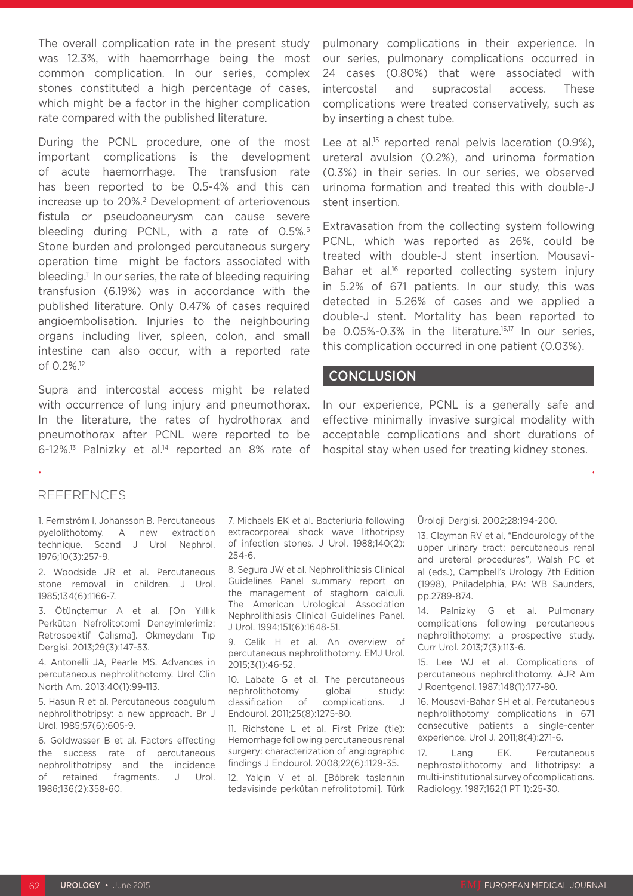The overall complication rate in the present study was 12.3%, with haemorrhage being the most common complication. In our series, complex stones constituted a high percentage of cases, which might be a factor in the higher complication rate compared with the published literature.

During the PCNL procedure, one of the most important complications is the development of acute haemorrhage. The transfusion rate has been reported to be 0.5-4% and this can increase up to 20%.[2] Development of arteriovenous fistula or pseudoaneurysm can cause severe bleeding during PCNL, with a rate of 0.5%.[5] Stone burden and prolonged percutaneous surgery operation time might be factors associated with bleeding.[11] In our series, the rate of bleeding requiring transfusion (6.19%) was in accordance with the published literature. Only 0.47% of cases required angioembolisation. Injuries to the neighbouring organs including liver, spleen, colon, and small intestine can also occur, with a reported rate of 0.2%.[12]

Supra and intercostal access might be related with occurrence of lung injury and pneumothorax. In the literature, the rates of hydrothorax and pneumothorax after PCNL were reported to be 6-12%.[13] Palnizky et al.[14] reported an 8% rate of pulmonary complications in their experience. In our series, pulmonary complications occurred in 24 cases (0.80%) that were associated with intercostal and supracostal access. These complications were treated conservatively, such as by inserting a chest tube.

Lee at al.[15] reported renal pelvis laceration (0.9%), ureteral avulsion (0.2%), and urinoma formation (0.3%) in their series. In our series, we observed urinoma formation and treated this with double-J stent insertion.

Extravasation from the collecting system following PCNL, which was reported as 26%, could be treated with double-J stent insertion. Mousavi-Bahar et al.[16] reported collecting system injury in 5.2% of 671 patients. In our study, this was detected in 5.26% of cases and we applied a double-J stent. Mortality has been reported to be 0.05%-0.3% in the literature.[15,17] In our series, this complication occurred in one patient (0.03%).

## CONCLUSION

In our experience, PCNL is a generally safe and effective minimally invasive surgical modality with acceptable complications and short durations of hospital stay when used for treating kidney stones.

## REFERENCES

1. Fernström I, Johansson B. Percutaneous pyelolithotomy. A new extraction technique. Scand J Urol Nephrol. 1976;10(3):257-9.

2. Woodside JR et al. Percutaneous stone removal in children. J Urol. 1985;134(6):1166-7.

3. Ötünçtemur A et al. [On Yıllık Perkütan Nefrolitotomi Deneyimlerimiz: Retrospektif Çalışma]. Okmeydanı Tıp Dergisi. 2013;29(3):147-53.

4. Antonelli JA, Pearle MS. Advances in percutaneous nephrolithotomy. Urol Clin North Am. 2013;40(1):99-113.

5. Hasun R et al. Percutaneous coagulum nephrolithotripsy: a new approach. Br J Urol. 1985;57(6):605-9.

6. Goldwasser B et al. Factors effecting the success rate of percutaneous nephrolithotripsy and the incidence of retained fragments. J Urol. 1986;136(2):358-60.

7. Michaels EK et al. Bacteriuria following extracorporeal shock wave lithotripsy of infection stones. J Urol. 1988;140(2):254-6.

8. Segura JW et al. Nephrolithiasis Clinical Guidelines Panel summary report on the management of staghorn calculi. The American Urological Association Nephrolithiasis Clinical Guidelines Panel. J Urol. 1994;151(6):1648-51.

9. Celik H et al. An overview of percutaneous nephrolithotomy. EMJ Urol. 2015;3(1):46-52.

10. Labate G et al. The percutaneous nephrolithotomy global study: classification of complications. J Endourol. 2011;25(8):1275-80.

11. Richstone L et al. First Prize (tie): Hemorrhage following percutaneous renal surgery: characterization of angiographic findings J Endourol. 2008;22(6):1129-35.

12. Yalçın V et al. [Böbrek taşlarının tedavisinde perkütan nefrolitotomi]. Türk Üroloji Dergisi. 2002;28:194-200.

13. Clayman RV et al, "Endourology of the upper urinary tract: percutaneous renal and ureteral procedures", Walsh PC et al (eds.), Campbell's Urology 7th Edition (1998), Philadelphia, PA: WB Saunders, pp.2789-874.

14. Palnizky G et al. Pulmonary complications following percutaneous nephrolithotomy: a prospective study. Curr Urol. 2013;7(3):113-6.

15. Lee WJ et al. Complications of percutaneous nephrolithotomy. AJR Am J Roentgenol. 1987;148(1):177-80.

16. Mousavi-Bahar SH et al. Percutaneous nephrolithotomy complications in 671 consecutive patients a single-center experience. Urol J. 2011;8(4):271-6.

17. Lang EK. Percutaneous nephrostolithotomy and lithotripsy: a multi-institutional survey of complications. Radiology. 1987;162(1 PT 1):25-30.